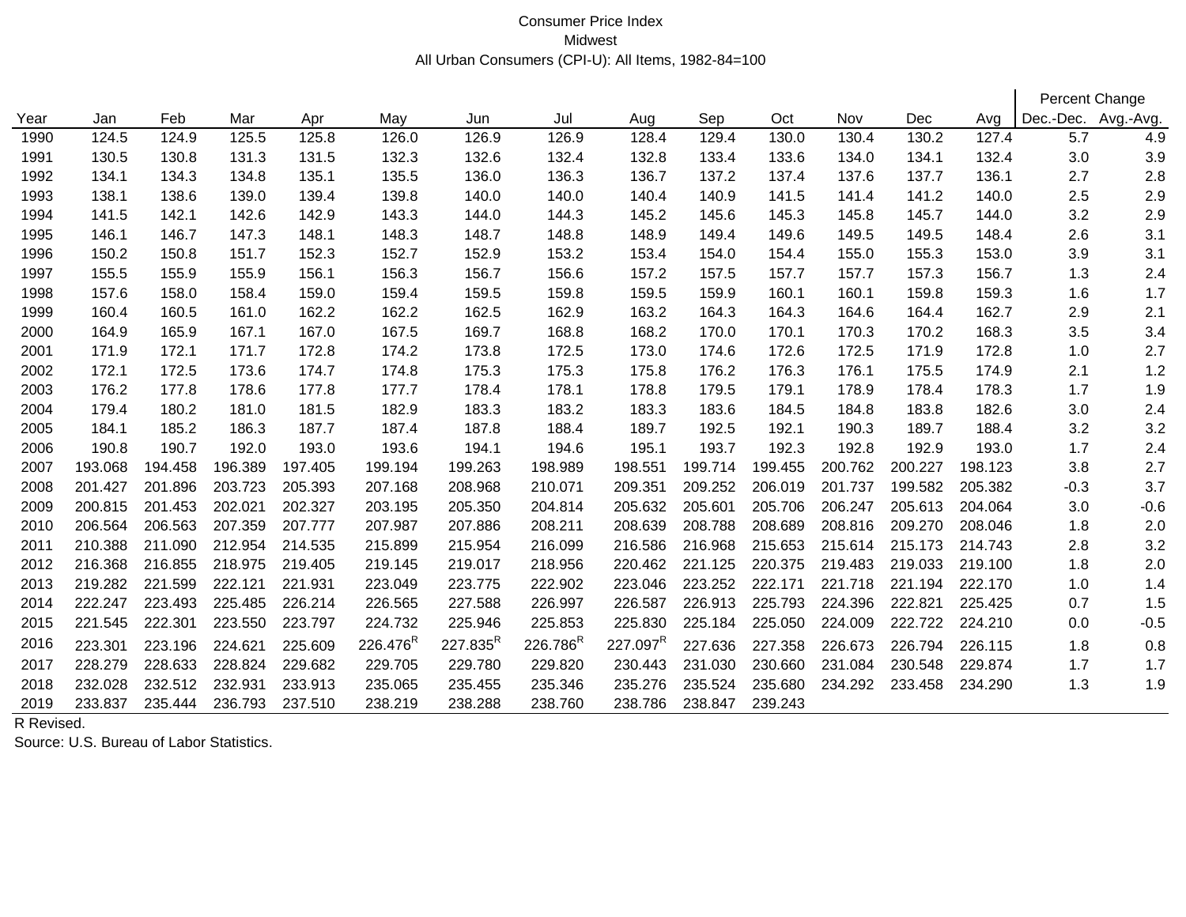Consumer Price Index
Midwest
All Urban Consumers (CPI-U): All Items, 1982-84=100

| Year | Jan | Feb | Mar | Apr | May | Jun | Jul | Aug | Sep | Oct | Nov | Dec | Avg | Percent Change | |
|---|---|---|---|---|---|---|---|---|---|---|---|---|---|---|---|
| | | | | | | | | | | | | | | Dec.-Dec. | Avg.-Avg. |
| 1990 | 124.5 | 124.9 | 125.5 | 125.8 | 126.0 | 126.9 | 126.9 | 128.4 | 129.4 | 130.0 | 130.4 | 130.2 | 127.4 | 5.7 | 4.9 |
| 1991 | 130.5 | 130.8 | 131.3 | 131.5 | 132.3 | 132.6 | 132.4 | 132.8 | 133.4 | 133.6 | 134.0 | 134.1 | 132.4 | 3.0 | 3.9 |
| 1992 | 134.1 | 134.3 | 134.8 | 135.1 | 135.5 | 136.0 | 136.3 | 136.7 | 137.2 | 137.4 | 137.6 | 137.7 | 136.1 | 2.7 | 2.8 |
| 1993 | 138.1 | 138.6 | 139.0 | 139.4 | 139.8 | 140.0 | 140.0 | 140.4 | 140.9 | 141.5 | 141.4 | 141.2 | 140.0 | 2.5 | 2.9 |
| 1994 | 141.5 | 142.1 | 142.6 | 142.9 | 143.3 | 144.0 | 144.3 | 145.2 | 145.6 | 145.3 | 145.8 | 145.7 | 144.0 | 3.2 | 2.9 |
| 1995 | 146.1 | 146.7 | 147.3 | 148.1 | 148.3 | 148.7 | 148.8 | 148.9 | 149.4 | 149.6 | 149.5 | 149.5 | 148.4 | 2.6 | 3.1 |
| 1996 | 150.2 | 150.8 | 151.7 | 152.3 | 152.7 | 152.9 | 153.2 | 153.4 | 154.0 | 154.4 | 155.0 | 155.3 | 153.0 | 3.9 | 3.1 |
| 1997 | 155.5 | 155.9 | 155.9 | 156.1 | 156.3 | 156.7 | 156.6 | 157.2 | 157.5 | 157.7 | 157.7 | 157.3 | 156.7 | 1.3 | 2.4 |
| 1998 | 157.6 | 158.0 | 158.4 | 159.0 | 159.4 | 159.5 | 159.8 | 159.5 | 159.9 | 160.1 | 160.1 | 159.8 | 159.3 | 1.6 | 1.7 |
| 1999 | 160.4 | 160.5 | 161.0 | 162.2 | 162.2 | 162.5 | 162.9 | 163.2 | 164.3 | 164.3 | 164.6 | 164.4 | 162.7 | 2.9 | 2.1 |
| 2000 | 164.9 | 165.9 | 167.1 | 167.0 | 167.5 | 169.7 | 168.8 | 168.2 | 170.0 | 170.1 | 170.3 | 170.2 | 168.3 | 3.5 | 3.4 |
| 2001 | 171.9 | 172.1 | 171.7 | 172.8 | 174.2 | 173.8 | 172.5 | 173.0 | 174.6 | 172.6 | 172.5 | 171.9 | 172.8 | 1.0 | 2.7 |
| 2002 | 172.1 | 172.5 | 173.6 | 174.7 | 174.8 | 175.3 | 175.3 | 175.8 | 176.2 | 176.3 | 176.1 | 175.5 | 174.9 | 2.1 | 1.2 |
| 2003 | 176.2 | 177.8 | 178.6 | 177.8 | 177.7 | 178.4 | 178.1 | 178.8 | 179.5 | 179.1 | 178.9 | 178.4 | 178.3 | 1.7 | 1.9 |
| 2004 | 179.4 | 180.2 | 181.0 | 181.5 | 182.9 | 183.3 | 183.2 | 183.3 | 183.6 | 184.5 | 184.8 | 183.8 | 182.6 | 3.0 | 2.4 |
| 2005 | 184.1 | 185.2 | 186.3 | 187.7 | 187.4 | 187.8 | 188.4 | 189.7 | 192.5 | 192.1 | 190.3 | 189.7 | 188.4 | 3.2 | 3.2 |
| 2006 | 190.8 | 190.7 | 192.0 | 193.0 | 193.6 | 194.1 | 194.6 | 195.1 | 193.7 | 192.3 | 192.8 | 192.9 | 193.0 | 1.7 | 2.4 |
| 2007 | 193.068 | 194.458 | 196.389 | 197.405 | 199.194 | 199.263 | 198.989 | 198.551 | 199.714 | 199.455 | 200.762 | 200.227 | 198.123 | 3.8 | 2.7 |
| 2008 | 201.427 | 201.896 | 203.723 | 205.393 | 207.168 | 208.968 | 210.071 | 209.351 | 209.252 | 206.019 | 201.737 | 199.582 | 205.382 | -0.3 | 3.7 |
| 2009 | 200.815 | 201.453 | 202.021 | 202.327 | 203.195 | 205.350 | 204.814 | 205.632 | 205.601 | 205.706 | 206.247 | 205.613 | 204.064 | 3.0 | -0.6 |
| 2010 | 206.564 | 206.563 | 207.359 | 207.777 | 207.987 | 207.886 | 208.211 | 208.639 | 208.788 | 208.689 | 208.816 | 209.270 | 208.046 | 1.8 | 2.0 |
| 2011 | 210.388 | 211.090 | 212.954 | 214.535 | 215.899 | 215.954 | 216.099 | 216.586 | 216.968 | 215.653 | 215.614 | 215.173 | 214.743 | 2.8 | 3.2 |
| 2012 | 216.368 | 216.855 | 218.975 | 219.405 | 219.145 | 219.017 | 218.956 | 220.462 | 221.125 | 220.375 | 219.483 | 219.033 | 219.100 | 1.8 | 2.0 |
| 2013 | 219.282 | 221.599 | 222.121 | 221.931 | 223.049 | 223.775 | 222.902 | 223.046 | 223.252 | 222.171 | 221.718 | 221.194 | 222.170 | 1.0 | 1.4 |
| 2014 | 222.247 | 223.493 | 225.485 | 226.214 | 226.565 | 227.588 | 226.997 | 226.587 | 226.913 | 225.793 | 224.396 | 222.821 | 225.425 | 0.7 | 1.5 |
| 2015 | 221.545 | 222.301 | 223.550 | 223.797 | 224.732 | 225.946 | 225.853 | 225.830 | 225.184 | 225.050 | 224.009 | 222.722 | 224.210 | 0.0 | -0.5 |
| 2016 | 223.301 | 223.196 | 224.621 | 225.609 | 226.476[R] | 227.835[R] | 226.786[R] | 227.097[R] | 227.636 | 227.358 | 226.673 | 226.794 | 226.115 | 1.8 | 0.8 |
| 2017 | 228.279 | 228.633 | 228.824 | 229.682 | 229.705 | 229.780 | 229.820 | 230.443 | 231.030 | 230.660 | 231.084 | 230.548 | 229.874 | 1.7 | 1.7 |
| 2018 | 232.028 | 232.512 | 232.931 | 233.913 | 235.065 | 235.455 | 235.346 | 235.276 | 235.524 | 235.680 | 234.292 | 233.458 | 234.290 | 1.3 | 1.9 |
| 2019 | 233.837 | 235.444 | 236.793 | 237.510 | 238.219 | 238.288 | 238.760 | 238.786 | 238.847 | 239.243 | | | | | |

R Revised.

Source: U.S. Bureau of Labor Statistics.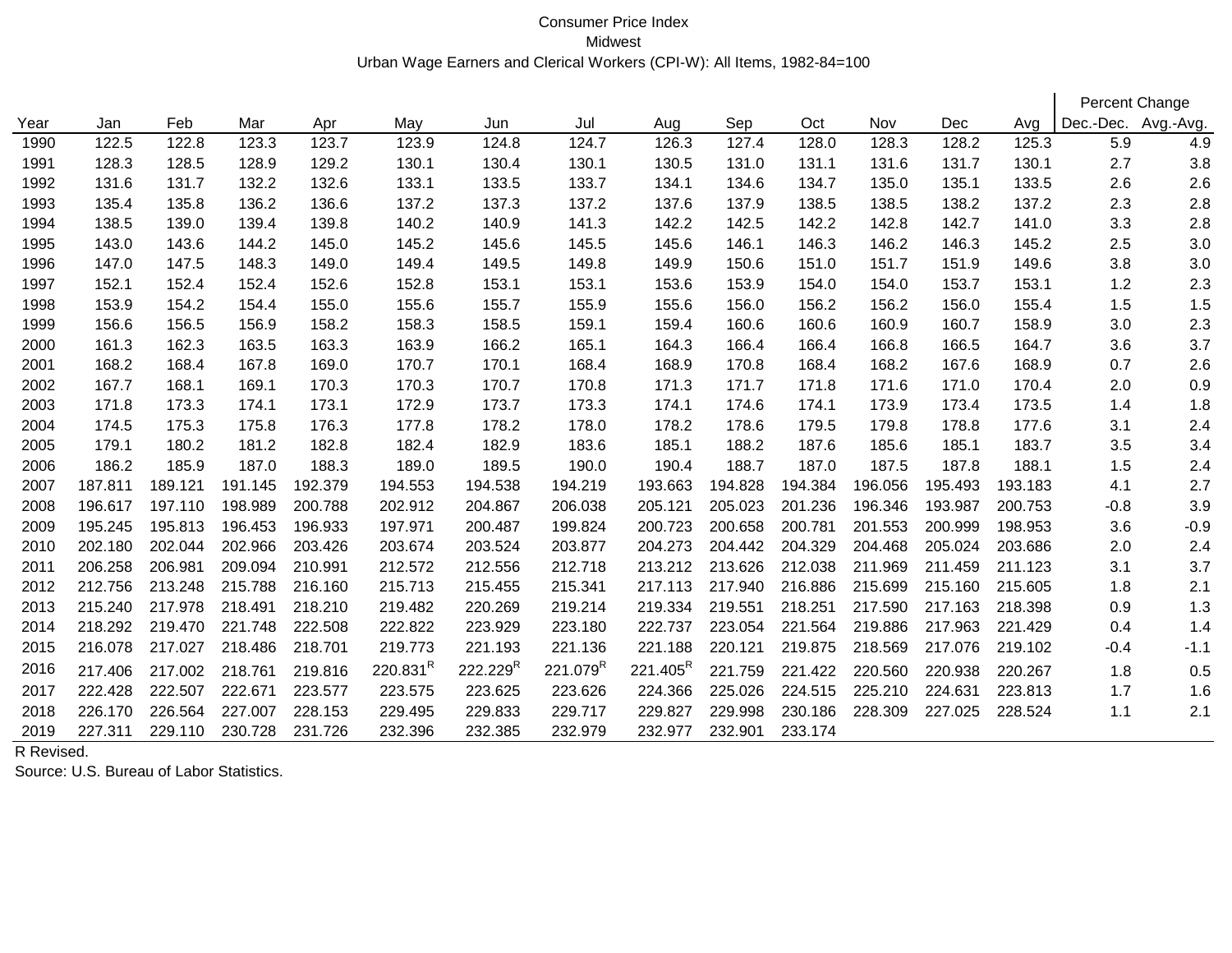Consumer Price Index

Midwest

Urban Wage Earners and Clerical Workers (CPI-W): All Items, 1982-84=100

| Year | Jan | Feb | Mar | Apr | May | Jun | Jul | Aug | Sep | Oct | Nov | Dec | Avg | Percent Change Dec.-Dec. | Percent Change Avg.-Avg. |
|---|---|---|---|---|---|---|---|---|---|---|---|---|---|---|---|
| 1990 | 122.5 | 122.8 | 123.3 | 123.7 | 123.9 | 124.8 | 124.7 | 126.3 | 127.4 | 128.0 | 128.3 | 128.2 | 125.3 | 5.9 | 4.9 |
| 1991 | 128.3 | 128.5 | 128.9 | 129.2 | 130.1 | 130.4 | 130.1 | 130.5 | 131.0 | 131.1 | 131.6 | 131.7 | 130.1 | 2.7 | 3.8 |
| 1992 | 131.6 | 131.7 | 132.2 | 132.6 | 133.1 | 133.5 | 133.7 | 134.1 | 134.6 | 134.7 | 135.0 | 135.1 | 133.5 | 2.6 | 2.6 |
| 1993 | 135.4 | 135.8 | 136.2 | 136.6 | 137.2 | 137.3 | 137.2 | 137.6 | 137.9 | 138.5 | 138.5 | 138.2 | 137.2 | 2.3 | 2.8 |
| 1994 | 138.5 | 139.0 | 139.4 | 139.8 | 140.2 | 140.9 | 141.3 | 142.2 | 142.5 | 142.2 | 142.8 | 142.7 | 141.0 | 3.3 | 2.8 |
| 1995 | 143.0 | 143.6 | 144.2 | 145.0 | 145.2 | 145.6 | 145.5 | 145.6 | 146.1 | 146.3 | 146.2 | 146.3 | 145.2 | 2.5 | 3.0 |
| 1996 | 147.0 | 147.5 | 148.3 | 149.0 | 149.4 | 149.5 | 149.8 | 149.9 | 150.6 | 151.0 | 151.7 | 151.9 | 149.6 | 3.8 | 3.0 |
| 1997 | 152.1 | 152.4 | 152.4 | 152.6 | 152.8 | 153.1 | 153.1 | 153.6 | 153.9 | 154.0 | 154.0 | 153.7 | 153.1 | 1.2 | 2.3 |
| 1998 | 153.9 | 154.2 | 154.4 | 155.0 | 155.6 | 155.7 | 155.9 | 155.6 | 156.0 | 156.2 | 156.2 | 156.0 | 155.4 | 1.5 | 1.5 |
| 1999 | 156.6 | 156.5 | 156.9 | 158.2 | 158.3 | 158.5 | 159.1 | 159.4 | 160.6 | 160.6 | 160.9 | 160.7 | 158.9 | 3.0 | 2.3 |
| 2000 | 161.3 | 162.3 | 163.5 | 163.3 | 163.9 | 166.2 | 165.1 | 164.3 | 166.4 | 166.4 | 166.8 | 166.5 | 164.7 | 3.6 | 3.7 |
| 2001 | 168.2 | 168.4 | 167.8 | 169.0 | 170.7 | 170.1 | 168.4 | 168.9 | 170.8 | 168.4 | 168.2 | 167.6 | 168.9 | 0.7 | 2.6 |
| 2002 | 167.7 | 168.1 | 169.1 | 170.3 | 170.3 | 170.7 | 170.8 | 171.3 | 171.7 | 171.8 | 171.6 | 171.0 | 170.4 | 2.0 | 0.9 |
| 2003 | 171.8 | 173.3 | 174.1 | 173.1 | 172.9 | 173.7 | 173.3 | 174.1 | 174.6 | 174.1 | 173.9 | 173.4 | 173.5 | 1.4 | 1.8 |
| 2004 | 174.5 | 175.3 | 175.8 | 176.3 | 177.8 | 178.2 | 178.0 | 178.2 | 178.6 | 179.5 | 179.8 | 178.8 | 177.6 | 3.1 | 2.4 |
| 2005 | 179.1 | 180.2 | 181.2 | 182.8 | 182.4 | 182.9 | 183.6 | 185.1 | 188.2 | 187.6 | 185.6 | 185.1 | 183.7 | 3.5 | 3.4 |
| 2006 | 186.2 | 185.9 | 187.0 | 188.3 | 189.0 | 189.5 | 190.0 | 190.4 | 188.7 | 187.0 | 187.5 | 187.8 | 188.1 | 1.5 | 2.4 |
| 2007 | 187.811 | 189.121 | 191.145 | 192.379 | 194.553 | 194.538 | 194.219 | 193.663 | 194.828 | 194.384 | 196.056 | 195.493 | 193.183 | 4.1 | 2.7 |
| 2008 | 196.617 | 197.110 | 198.989 | 200.788 | 202.912 | 204.867 | 206.038 | 205.121 | 205.023 | 201.236 | 196.346 | 193.987 | 200.753 | -0.8 | 3.9 |
| 2009 | 195.245 | 195.813 | 196.453 | 196.933 | 197.971 | 200.487 | 199.824 | 200.723 | 200.658 | 200.781 | 201.553 | 200.999 | 198.953 | 3.6 | -0.9 |
| 2010 | 202.180 | 202.044 | 202.966 | 203.426 | 203.674 | 203.524 | 203.877 | 204.273 | 204.442 | 204.329 | 204.468 | 205.024 | 203.686 | 2.0 | 2.4 |
| 2011 | 206.258 | 206.981 | 209.094 | 210.991 | 212.572 | 212.556 | 212.718 | 213.212 | 213.626 | 212.038 | 211.969 | 211.459 | 211.123 | 3.1 | 3.7 |
| 2012 | 212.756 | 213.248 | 215.788 | 216.160 | 215.713 | 215.455 | 215.341 | 217.113 | 217.940 | 216.886 | 215.699 | 215.160 | 215.605 | 1.8 | 2.1 |
| 2013 | 215.240 | 217.978 | 218.491 | 218.210 | 219.482 | 220.269 | 219.214 | 219.334 | 219.551 | 218.251 | 217.590 | 217.163 | 218.398 | 0.9 | 1.3 |
| 2014 | 218.292 | 219.470 | 221.748 | 222.508 | 222.822 | 223.929 | 223.180 | 222.737 | 223.054 | 221.564 | 219.886 | 217.963 | 221.429 | 0.4 | 1.4 |
| 2015 | 216.078 | 217.027 | 218.486 | 218.701 | 219.773 | 221.193 | 221.136 | 221.188 | 220.121 | 219.875 | 218.569 | 217.076 | 219.102 | -0.4 | -1.1 |
| 2016 | 217.406 | 217.002 | 218.761 | 219.816 | 220.831[R] | 222.229[R] | 221.079[R] | 221.405[R] | 221.759 | 221.422 | 220.560 | 220.938 | 220.267 | 1.8 | 0.5 |
| 2017 | 222.428 | 222.507 | 222.671 | 223.577 | 223.575 | 223.625 | 223.626 | 224.366 | 225.026 | 224.515 | 225.210 | 224.631 | 223.813 | 1.7 | 1.6 |
| 2018 | 226.170 | 226.564 | 227.007 | 228.153 | 229.495 | 229.833 | 229.717 | 229.827 | 229.998 | 230.186 | 228.309 | 227.025 | 228.524 | 1.1 | 2.1 |
| 2019 | 227.311 | 229.110 | 230.728 | 231.726 | 232.396 | 232.385 | 232.979 | 232.977 | 232.901 | 233.174 | | | | | |

R Revised.

Source: U.S. Bureau of Labor Statistics.